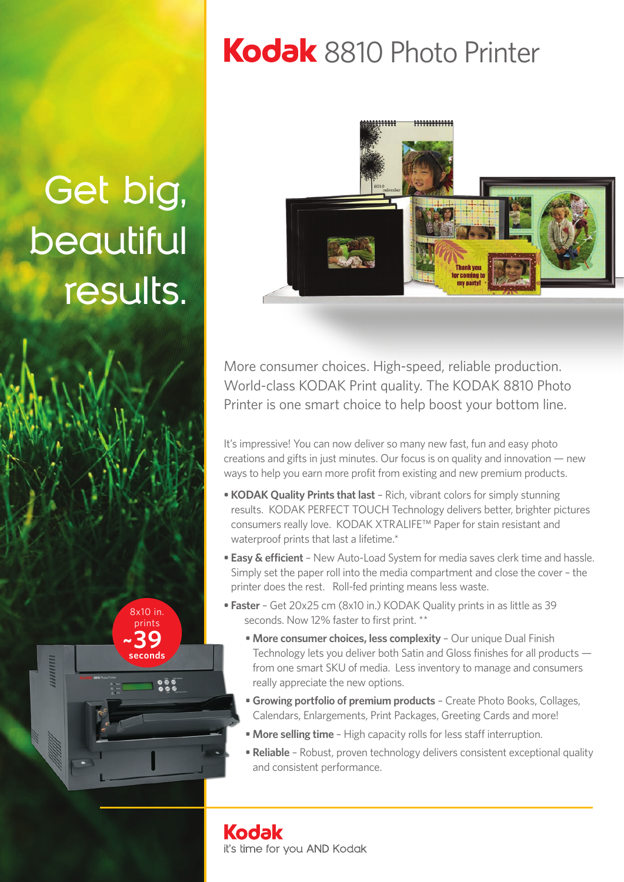# Kodak 8810 Photo Printer

Get big, beautiful results.

8x10 in. prints ~39 seconds

More consumer choices. High-speed, reliable production. World-class KODAK Print quality. The KODAK 8810 Photo Printer is one smart choice to help boost your bottom line.

It's impressive! You can now deliver so many new fast, fun and easy photo creations and gifts in just minutes. Our focus is on quality and innovation — new ways to help you earn more profit from existing and new premium products.

- **KODAK Quality Prints that last** – Rich, vibrant colors for simply stunning results. KODAK PERFECT TOUCH Technology delivers better, brighter pictures consumers really love. KODAK XTRALIFE™ Paper for stain resistant and waterproof prints that last a lifetime.*
- **Easy & efficient** – New Auto-Load System for media saves clerk time and hassle. Simply set the paper roll into the media compartment and close the cover – the printer does the rest. Roll-fed printing means less waste.
- **Faster** – Get 20x25 cm (8x10 in.) KODAK Quality prints in as little as 39 seconds. Now 12% faster to first print. **
- **More consumer choices, less complexity** – Our unique Dual Finish Technology lets you deliver both Satin and Gloss finishes for all products — from one smart SKU of media. Less inventory to manage and consumers really appreciate the new options.
- **Growing portfolio of premium products** – Create Photo Books, Collages, Calendars, Enlargements, Print Packages, Greeting Cards and more!
- **More selling time** – High capacity rolls for less staff interruption.
- **Reliable** – Robust, proven technology delivers consistent exceptional quality and consistent performance.

Kodak

it's time for you AND Kodak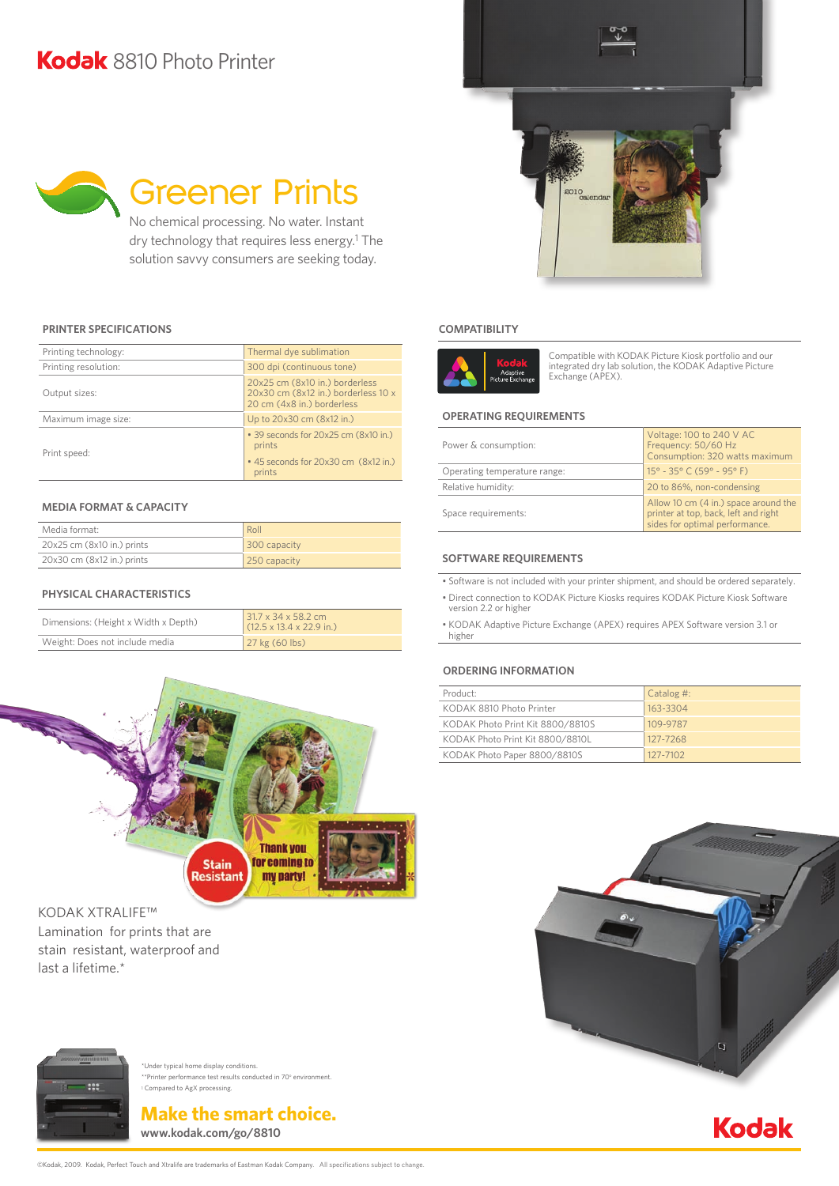# Kodak 8810 Photo Printer

## Greener Prints

No chemical processing. No water. Instant dry technology that requires less energy.[1] The solution savvy consumers are seeking today.

### PRINTER SPECIFICATIONS

| | |
|---|---|
| Printing technology: | Thermal dye sublimation |
| Printing resolution: | 300 dpi (continuous tone) |
| Output sizes: | 20x25 cm (8x10 in.) borderless 20x30 cm (8x12 in.) borderless 10 x 20 cm (4x8 in.) borderless |
| Maximum image size: | Up to 20x30 cm (8x12 in.) |
| Print speed: | • 39 seconds for 20x25 cm (8x10 in.) prints<br>• 45 seconds for 20x30 cm (8x12 in.) prints |

### MEDIA FORMAT & CAPACITY

| | |
|---|---|
| Media format: | Roll |
| 20x25 cm (8x10 in.) prints | 300 capacity |
| 20x30 cm (8x12 in.) prints | 250 capacity |

### PHYSICAL CHARACTERISTICS

| | |
|---|---|
| Dimensions: (Height x Width x Depth) | 31.7 x 34 x 58.2 cm (12.5 x 13.4 x 22.9 in.) |
| Weight: Does not include media | 27 kg (60 lbs) |

### COMPATIBILITY

Kodak Adaptive Picture Exchange

Compatible with KODAK Picture Kiosk portfolio and our integrated dry lab solution, the KODAK Adaptive Picture Exchange (APEX).

### OPERATING REQUIREMENTS

| | |
|---|---|
| Power & consumption: | Voltage: 100 to 240 V AC Frequency: 50/60 Hz Consumption: 320 watts maximum |
| Operating temperature range: | 15° - 35° C (59° - 95° F) |
| Relative humidity: | 20 to 86%, non-condensing |
| Space requirements: | Allow 10 cm (4 in.) space around the printer at top, back, left and right sides for optimal performance. |

### SOFTWARE REQUIREMENTS

- Software is not included with your printer shipment, and should be ordered separately.
- Direct connection to KODAK Picture Kiosks requires KODAK Picture Kiosk Software version 2.2 or higher
- KODAK Adaptive Picture Exchange (APEX) requires APEX Software version 3.1 or higher

### ORDERING INFORMATION

| Product: | Catalog #: |
|---|---|
| KODAK 8810 Photo Printer | 163-3304 |
| KODAK Photo Print Kit 8800/8810S | 109-9787 |
| KODAK Photo Print Kit 8800/8810L | 127-7268 |
| KODAK Photo Paper 8800/8810S | 127-7102 |

Stain Resistant

Thank you for coming to my party!

KODAK XTRALIFE™
Lamination for prints that are stain resistant, waterproof and last a lifetime.*

*Under typical home display conditions.
**Printer performance test results conducted in 70° environment.
[1] Compared to AgX processing.

**Make the smart choice.**
**www.kodak.com/go/8810**

Kodak

©Kodak, 2009. Kodak, Perfect Touch and Xtralife are trademarks of Eastman Kodak Company. All specifications subject to change.